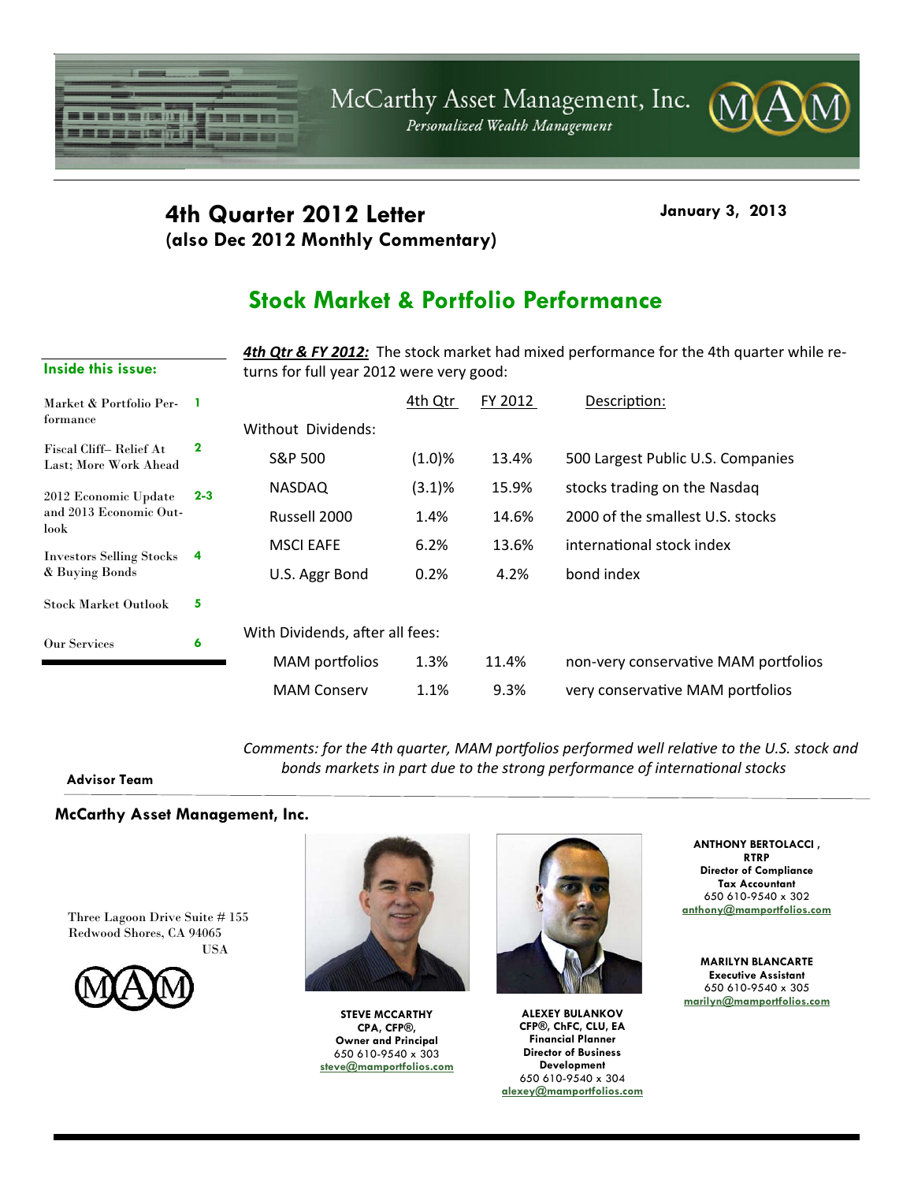McCarthy Asset Management, Inc.
*Personalized Wealth Management*

# 4th Quarter 2012 Letter
## (also Dec 2012 Monthly Commentary)

**January 3, 2013**

## Stock Market & Portfolio Performance

**Inside this issue:**

| | |
|---|---|
| Market & Portfolio Performance | 1 |
| Fiscal Cliff– Relief At Last; More Work Ahead | 2 |
| 2012 Economic Update and 2013 Economic Outlook | 2-3 |
| Investors Selling Stocks & Buying Bonds | 4 |
| Stock Market Outlook | 5 |
| Our Services | 6 |

***4th Qtr & FY 2012:*** The stock market had mixed performance for the 4th quarter while returns for full year 2012 were very good:

| | 4th Qtr | FY 2012 | Description: |
|---|---|---|---|
| Without Dividends: | | | |
| S&P 500 | (1.0)% | 13.4% | 500 Largest Public U.S. Companies |
| NASDAQ | (3.1)% | 15.9% | stocks trading on the Nasdaq |
| Russell 2000 | 1.4% | 14.6% | 2000 of the smallest U.S. stocks |
| MSCI EAFE | 6.2% | 13.6% | international stock index |
| U.S. Aggr Bond | 0.2% | 4.2% | bond index |
| With Dividends, after all fees: | | | |
| MAM portfolios | 1.3% | 11.4% | non-very conservative MAM portfolios |
| MAM Conserv | 1.1% | 9.3% | very conservative MAM portfolios |

*Comments: for the 4th quarter, MAM portfolios performed well relative to the U.S. stock and bonds markets in part due to the strong performance of international stocks*

**Advisor Team**

**McCarthy Asset Management, Inc.**

Three Lagoon Drive Suite # 155
Redwood Shores, CA 94065
USA

**STEVE MCCARTHY**
**CPA, CFP®,**
**Owner and Principal**
650 610-9540 x 303
steve@mamportfolios.com

**ALEXEY BULANKOV**
**CFP®, ChFC, CLU, EA**
**Financial Planner**
**Director of Business Development**
650 610-9540 x 304
alexey@mamportfolios.com

**ANTHONY BERTOLACCI, RTRP**
**Director of Compliance**
**Tax Accountant**
650 610-9540 x 302
anthony@mamportfolios.com

**MARILYN BLANCARTE**
**Executive Assistant**
650 610-9540 x 305
marilyn@mamportfolios.com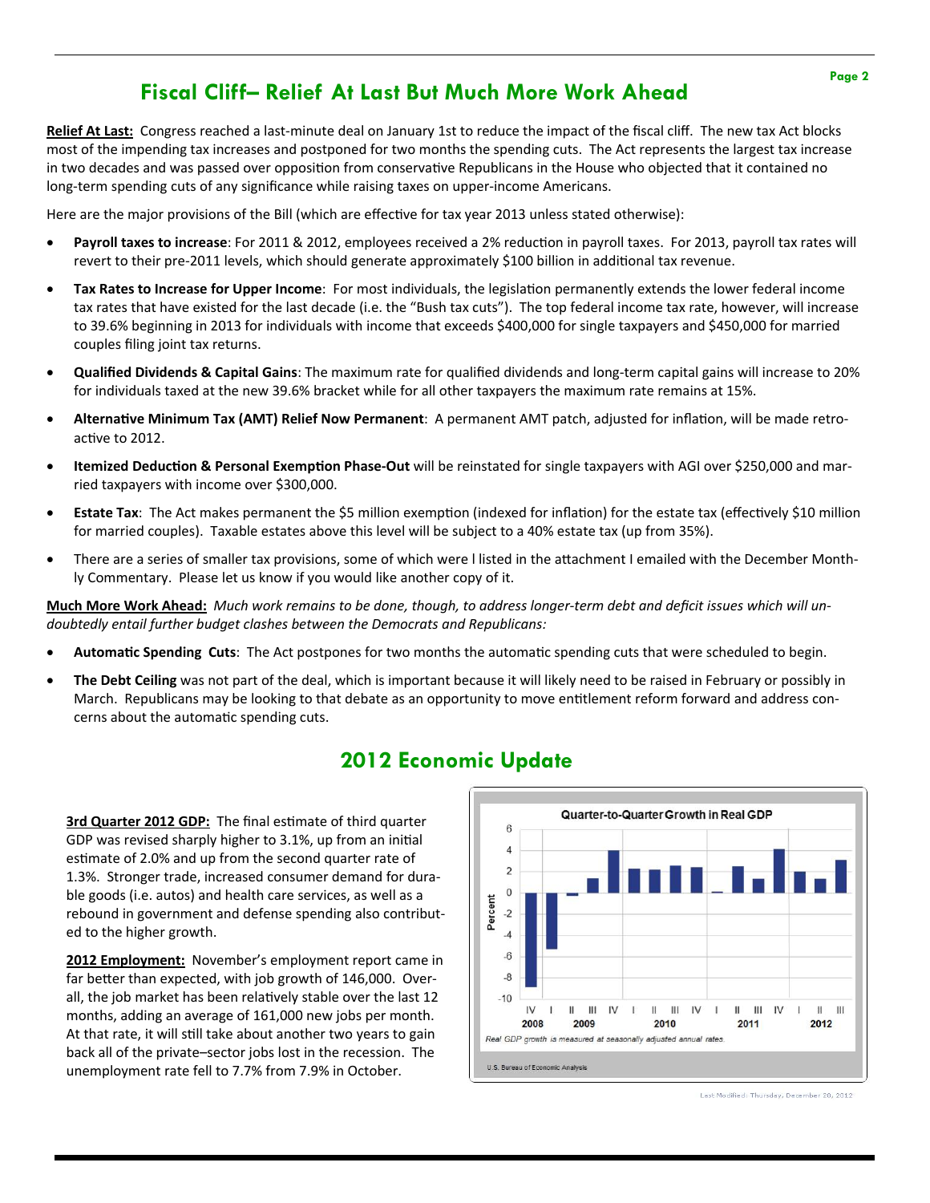# Fiscal Cliff– Relief At Last But Much More Work Ahead

**Relief At Last:** Congress reached a last-minute deal on January 1st to reduce the impact of the fiscal cliff. The new tax Act blocks most of the impending tax increases and postponed for two months the spending cuts. The Act represents the largest tax increase in two decades and was passed over opposition from conservative Republicans in the House who objected that it contained no long-term spending cuts of any significance while raising taxes on upper-income Americans.

Here are the major provisions of the Bill (which are effective for tax year 2013 unless stated otherwise):

- **Payroll taxes to increase**: For 2011 & 2012, employees received a 2% reduction in payroll taxes. For 2013, payroll tax rates will revert to their pre-2011 levels, which should generate approximately $100 billion in additional tax revenue.
- **Tax Rates to Increase for Upper Income**: For most individuals, the legislation permanently extends the lower federal income tax rates that have existed for the last decade (i.e. the "Bush tax cuts"). The top federal income tax rate, however, will increase to 39.6% beginning in 2013 for individuals with income that exceeds $400,000 for single taxpayers and $450,000 for married couples filing joint tax returns.
- **Qualified Dividends & Capital Gains**: The maximum rate for qualified dividends and long-term capital gains will increase to 20% for individuals taxed at the new 39.6% bracket while for all other taxpayers the maximum rate remains at 15%.
- **Alternative Minimum Tax (AMT) Relief Now Permanent**: A permanent AMT patch, adjusted for inflation, will be made retroactive to 2012.
- **Itemized Deduction & Personal Exemption Phase-Out** will be reinstated for single taxpayers with AGI over $250,000 and married taxpayers with income over $300,000.
- **Estate Tax**: The Act makes permanent the $5 million exemption (indexed for inflation) for the estate tax (effectively $10 million for married couples). Taxable estates above this level will be subject to a 40% estate tax (up from 35%).
- There are a series of smaller tax provisions, some of which were l listed in the attachment I emailed with the December Monthly Commentary. Please let us know if you would like another copy of it.

**Much More Work Ahead:** *Much work remains to be done, though, to address longer-term debt and deficit issues which will undoubtedly entail further budget clashes between the Democrats and Republicans:*

- **Automatic Spending Cuts**: The Act postpones for two months the automatic spending cuts that were scheduled to begin.
- **The Debt Ceiling** was not part of the deal, which is important because it will likely need to be raised in February or possibly in March. Republicans may be looking to that debate as an opportunity to move entitlement reform forward and address concerns about the automatic spending cuts.

# 2012 Economic Update

**3rd Quarter 2012 GDP:** The final estimate of third quarter GDP was revised sharply higher to 3.1%, up from an initial estimate of 2.0% and up from the second quarter rate of 1.3%. Stronger trade, increased consumer demand for durable goods (i.e. autos) and health care services, as well as a rebound in government and defense spending also contributed to the higher growth.

**2012 Employment:** November's employment report came in far better than expected, with job growth of 146,000. Overall, the job market has been relatively stable over the last 12 months, adding an average of 161,000 new jobs per month. At that rate, it will still take about another two years to gain back all of the private–sector jobs lost in the recession. The unemployment rate fell to 7.7% from 7.9% in October.

**Quarter-to-Quarter Growth in Real GDP**

Real GDP growth is measured at seasonally adjusted annual rates.

U.S. Bureau of Economic Analysis

Last Modified: Thursday, December 20, 2012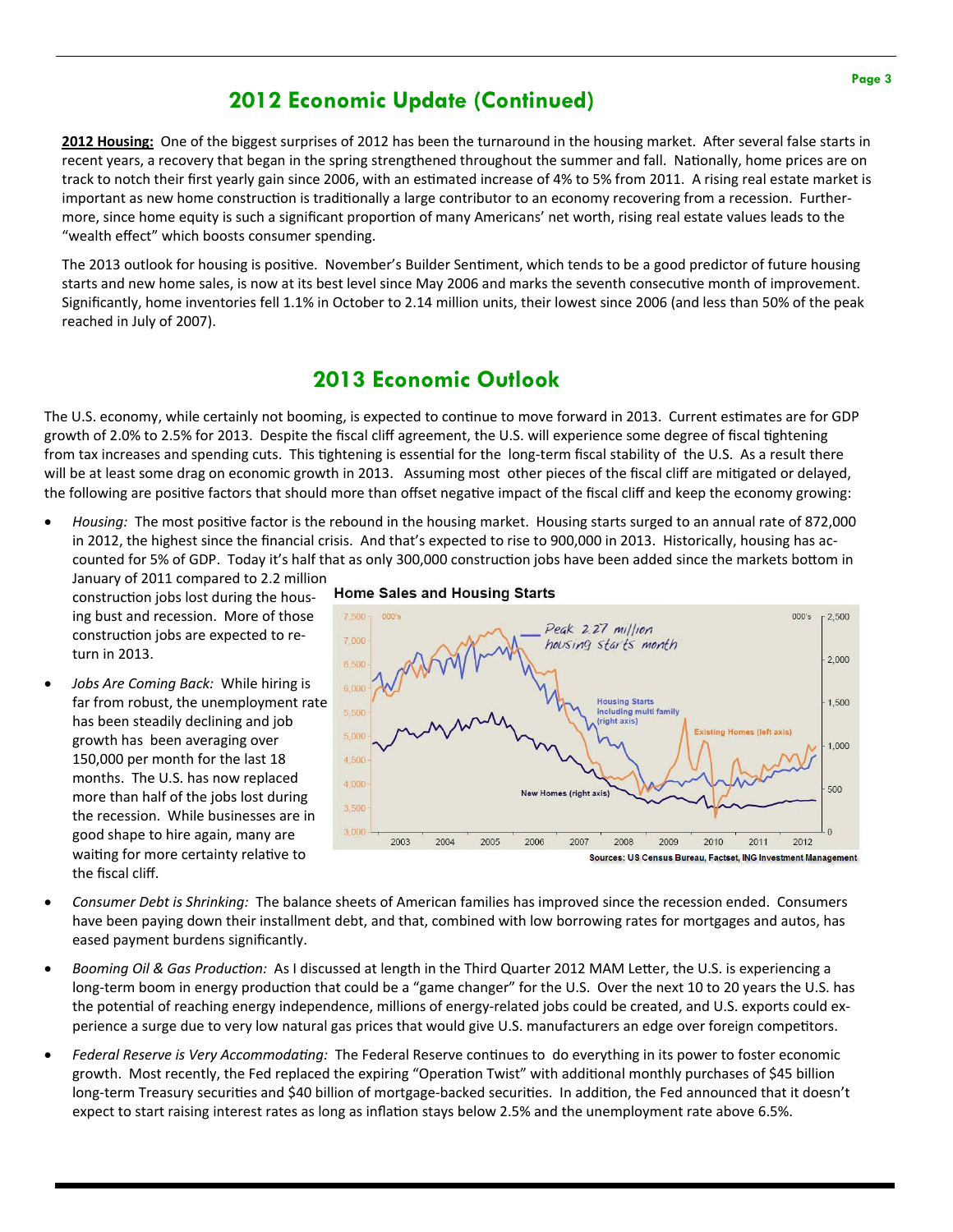## 2012 Economic Update (Continued)

**2012 Housing:** One of the biggest surprises of 2012 has been the turnaround in the housing market. After several false starts in recent years, a recovery that began in the spring strengthened throughout the summer and fall. Nationally, home prices are on track to notch their first yearly gain since 2006, with an estimated increase of 4% to 5% from 2011. A rising real estate market is important as new home construction is traditionally a large contributor to an economy recovering from a recession. Furthermore, since home equity is such a significant proportion of many Americans' net worth, rising real estate values leads to the "wealth effect" which boosts consumer spending.

The 2013 outlook for housing is positive. November's Builder Sentiment, which tends to be a good predictor of future housing starts and new home sales, is now at its best level since May 2006 and marks the seventh consecutive month of improvement. Significantly, home inventories fell 1.1% in October to 2.14 million units, their lowest since 2006 (and less than 50% of the peak reached in July of 2007).

## 2013 Economic Outlook

The U.S. economy, while certainly not booming, is expected to continue to move forward in 2013. Current estimates are for GDP growth of 2.0% to 2.5% for 2013. Despite the fiscal cliff agreement, the U.S. will experience some degree of fiscal tightening from tax increases and spending cuts. This tightening is essential for the long-term fiscal stability of the U.S. As a result there will be at least some drag on economic growth in 2013. Assuming most other pieces of the fiscal cliff are mitigated or delayed, the following are positive factors that should more than offset negative impact of the fiscal cliff and keep the economy growing:

- *Housing:* The most positive factor is the rebound in the housing market. Housing starts surged to an annual rate of 872,000 in 2012, the highest since the financial crisis. And that's expected to rise to 900,000 in 2013. Historically, housing has accounted for 5% of GDP. Today it's half that as only 300,000 construction jobs have been added since the markets bottom in January of 2011 compared to 2.2 million construction jobs lost during the housing bust and recession. More of those construction jobs are expected to return in 2013.

- *Jobs Are Coming Back:* While hiring is far from robust, the unemployment rate has been steadily declining and job growth has been averaging over 150,000 per month for the last 18 months. The U.S. has now replaced more than half of the jobs lost during the recession. While businesses are in good shape to hire again, many are waiting for more certainty relative to the fiscal cliff.

**Home Sales and Housing Starts**

Sources: US Census Bureau, Factset, ING Investment Management

- *Consumer Debt is Shrinking:* The balance sheets of American families has improved since the recession ended. Consumers have been paying down their installment debt, and that, combined with low borrowing rates for mortgages and autos, has eased payment burdens significantly.

- *Booming Oil & Gas Production:* As I discussed at length in the Third Quarter 2012 MAM Letter, the U.S. is experiencing a long-term boom in energy production that could be a "game changer" for the U.S. Over the next 10 to 20 years the U.S. has the potential of reaching energy independence, millions of energy-related jobs could be created, and U.S. exports could experience a surge due to very low natural gas prices that would give U.S. manufacturers an edge over foreign competitors.

- *Federal Reserve is Very Accommodating:* The Federal Reserve continues to do everything in its power to foster economic growth. Most recently, the Fed replaced the expiring "Operation Twist" with additional monthly purchases of $45 billion long-term Treasury securities and $40 billion of mortgage-backed securities. In addition, the Fed announced that it doesn't expect to start raising interest rates as long as inflation stays below 2.5% and the unemployment rate above 6.5%.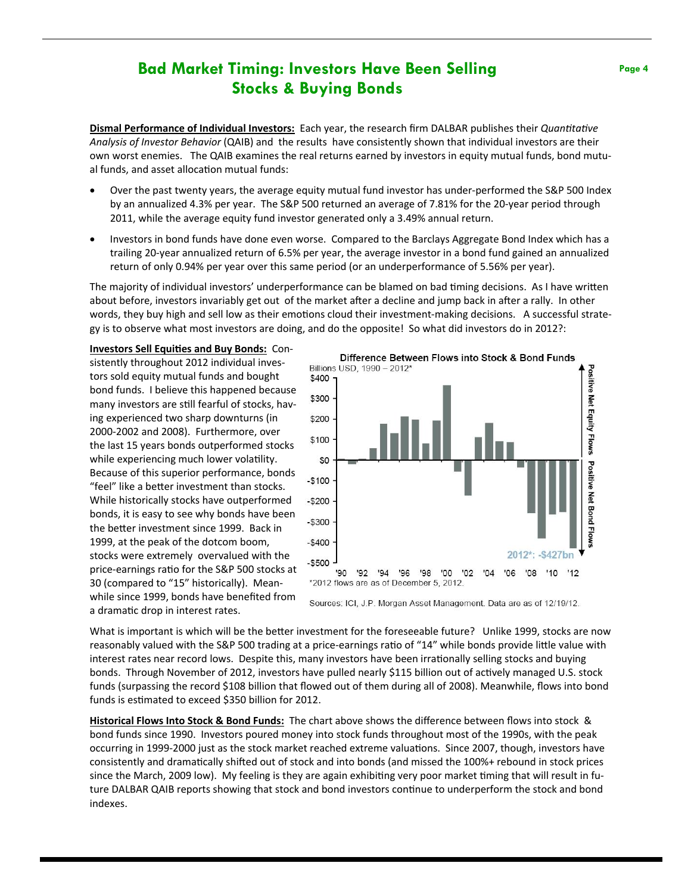# Bad Market Timing: Investors Have Been Selling Stocks & Buying Bonds

**Dismal Performance of Individual Investors:** Each year, the research firm DALBAR publishes their *Quantitative Analysis of Investor Behavior* (QAIB) and the results have consistently shown that individual investors are their own worst enemies. The QAIB examines the real returns earned by investors in equity mutual funds, bond mutual funds, and asset allocation mutual funds:

- Over the past twenty years, the average equity mutual fund investor has under-performed the S&P 500 Index by an annualized 4.3% per year. The S&P 500 returned an average of 7.81% for the 20-year period through 2011, while the average equity fund investor generated only a 3.49% annual return.
- Investors in bond funds have done even worse. Compared to the Barclays Aggregate Bond Index which has a trailing 20-year annualized return of 6.5% per year, the average investor in a bond fund gained an annualized return of only 0.94% per year over this same period (or an underperformance of 5.56% per year).

The majority of individual investors' underperformance can be blamed on bad timing decisions. As I have written about before, investors invariably get out of the market after a decline and jump back in after a rally. In other words, they buy high and sell low as their emotions cloud their investment-making decisions. A successful strategy is to observe what most investors are doing, and do the opposite! So what did investors do in 2012?:

**Investors Sell Equities and Buy Bonds:** Consistently throughout 2012 individual investors sold equity mutual funds and bought bond funds. I believe this happened because many investors are still fearful of stocks, having experienced two sharp downturns (in 2000-2002 and 2008). Furthermore, over the last 15 years bonds outperformed stocks while experiencing much lower volatility. Because of this superior performance, bonds "feel" like a better investment than stocks. While historically stocks have outperformed bonds, it is easy to see why bonds have been the better investment since 1999. Back in 1999, at the peak of the dotcom boom, stocks were extremely overvalued with the price-earnings ratio for the S&P 500 stocks at 30 (compared to "15" historically). Meanwhile since 1999, bonds have benefited from a dramatic drop in interest rates.

**Difference Between Flows into Stock & Bond Funds**
Billions USD, 1990 – 2012*

(Chart: bars above $0 = Positive Net Equity Flows; bars below $0 = Positive Net Bond Flows. 2012*: -$427bn)

*2012 flows are as of December 5, 2012.

Sources: ICI, J.P. Morgan Asset Management. Data are as of 12/19/12.

What is important is which will be the better investment for the foreseeable future? Unlike 1999, stocks are now reasonably valued with the S&P 500 trading at a price-earnings ratio of "14" while bonds provide little value with interest rates near record lows. Despite this, many investors have been irrationally selling stocks and buying bonds. Through November of 2012, investors have pulled nearly $115 billion out of actively managed U.S. stock funds (surpassing the record $108 billion that flowed out of them during all of 2008). Meanwhile, flows into bond funds is estimated to exceed $350 billion for 2012.

**Historical Flows Into Stock & Bond Funds:** The chart above shows the difference between flows into stock & bond funds since 1990. Investors poured money into stock funds throughout most of the 1990s, with the peak occurring in 1999-2000 just as the stock market reached extreme valuations. Since 2007, though, investors have consistently and dramatically shifted out of stock and into bonds (and missed the 100%+ rebound in stock prices since the March, 2009 low). My feeling is they are again exhibiting very poor market timing that will result in future DALBAR QAIB reports showing that stock and bond investors continue to underperform the stock and bond indexes.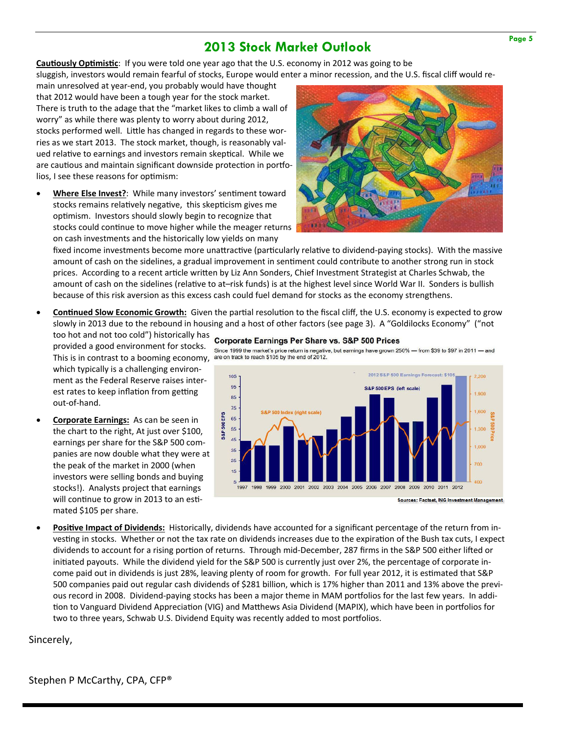## 2013 Stock Market Outlook

**Cautiously Optimistic**: If you were told one year ago that the U.S. economy in 2012 was going to be sluggish, investors would remain fearful of stocks, Europe would enter a minor recession, and the U.S. fiscal cliff would remain unresolved at year-end, you probably would have thought that 2012 would have been a tough year for the stock market. There is truth to the adage that the "market likes to climb a wall of worry" as while there was plenty to worry about during 2012, stocks performed well. Little has changed in regards to these worries as we start 2013. The stock market, though, is reasonably valued relative to earnings and investors remain skeptical. While we are cautious and maintain significant downside protection in portfolios, I see these reasons for optimism:

- **Where Else Invest?**: While many investors' sentiment toward stocks remains relatively negative, this skepticism gives me optimism. Investors should slowly begin to recognize that stocks could continue to move higher while the meager returns on cash investments and the historically low yields on many fixed income investments become more unattractive (particularly relative to dividend-paying stocks). With the massive amount of cash on the sidelines, a gradual improvement in sentiment could contribute to another strong run in stock prices. According to a recent article written by Liz Ann Sonders, Chief Investment Strategist at Charles Schwab, the amount of cash on the sidelines (relative to at–risk funds) is at the highest level since World War II. Sonders is bullish because of this risk aversion as this excess cash could fuel demand for stocks as the economy strengthens.

- **Continued Slow Economic Growth:** Given the partial resolution to the fiscal cliff, the U.S. economy is expected to grow slowly in 2013 due to the rebound in housing and a host of other factors (see page 3). A "Goldilocks Economy" ("not too hot and not too cold") historically has provided a good environment for stocks. This is in contrast to a booming economy, which typically is a challenging environment as the Federal Reserve raises interest rates to keep inflation from getting out-of-hand.

- **Corporate Earnings:** As can be seen in the chart to the right, At just over $100, earnings per share for the S&P 500 companies are now double what they were at the peak of the market in 2000 (when investors were selling bonds and buying stocks!). Analysts project that earnings will continue to grow in 2013 to an estimated $105 per share.

**Corporate Earnings Per Share vs. S&P 500 Prices**

Since 1999 the market's price return is negative, but earnings have grown 250% — from $39 to $97 in 2011 — and are on track to reach $105 by the end of 2012.

Sources: Factset, ING Investment Management

- **Positive Impact of Dividends:** Historically, dividends have accounted for a significant percentage of the return from investing in stocks. Whether or not the tax rate on dividends increases due to the expiration of the Bush tax cuts, I expect dividends to account for a rising portion of returns. Through mid-December, 287 firms in the S&P 500 either lifted or initiated payouts. While the dividend yield for the S&P 500 is currently just over 2%, the percentage of corporate income paid out in dividends is just 28%, leaving plenty of room for growth. For full year 2012, it is estimated that S&P 500 companies paid out regular cash dividends of $281 billion, which is 17% higher than 2011 and 13% above the previous record in 2008. Dividend-paying stocks has been a major theme in MAM portfolios for the last few years. In addition to Vanguard Dividend Appreciation (VIG) and Matthews Asia Dividend (MAPIX), which have been in portfolios for two to three years, Schwab U.S. Dividend Equity was recently added to most portfolios.

Sincerely,

Stephen P McCarthy, CPA, CFP®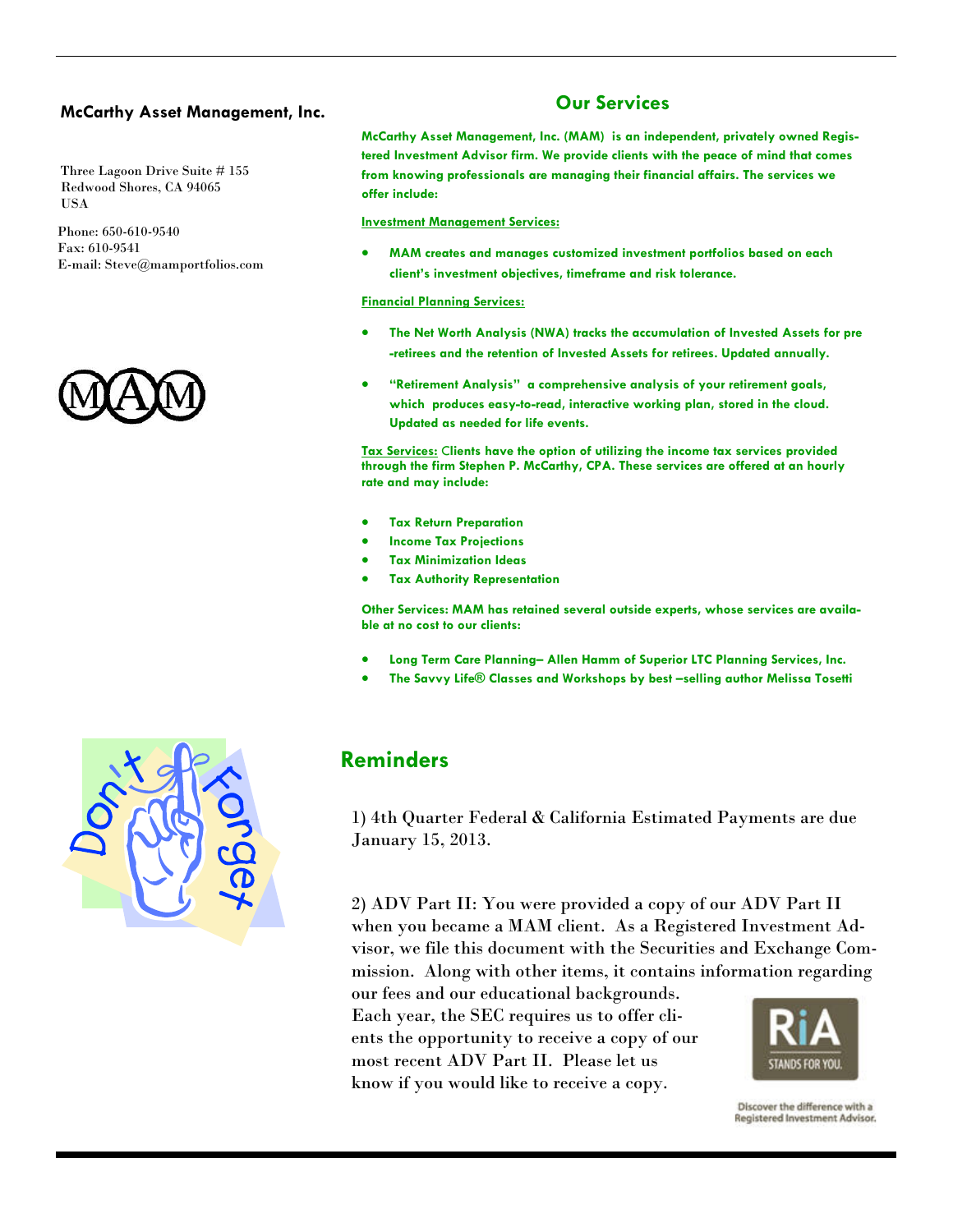**McCarthy Asset Management, Inc.**

Three Lagoon Drive Suite # 155
Redwood Shores, CA 94065
USA

Phone: 650-610-9540
Fax: 610-9541
E-mail: Steve@mamportfolios.com

## Our Services

**McCarthy Asset Management, Inc. (MAM) is an independent, privately owned Registered Investment Advisor firm. We provide clients with the peace of mind that comes from knowing professionals are managing their financial affairs. The services we offer include:**

**Investment Management Services:**

- **MAM creates and manages customized investment portfolios based on each client's investment objectives, timeframe and risk tolerance.**

**Financial Planning Services:**

- **The Net Worth Analysis (NWA) tracks the accumulation of Invested Assets for pre-retirees and the retention of Invested Assets for retirees. Updated annually.**
- **"Retirement Analysis" a comprehensive analysis of your retirement goals, which produces easy-to-read, interactive working plan, stored in the cloud. Updated as needed for life events.**

**Tax Services: Clients have the option of utilizing the income tax services provided through the firm Stephen P. McCarthy, CPA. These services are offered at an hourly rate and may include:**

- **Tax Return Preparation**
- **Income Tax Projections**
- **Tax Minimization Ideas**
- **Tax Authority Representation**

**Other Services: MAM has retained several outside experts, whose services are available at no cost to our clients:**

- **Long Term Care Planning– Allen Hamm of Superior LTC Planning Services, Inc.**
- **The Savvy Life® Classes and Workshops by best –selling author Melissa Tosetti**

## Reminders

1) 4th Quarter Federal & California Estimated Payments are due January 15, 2013.

2) ADV Part II: You were provided a copy of our ADV Part II when you became a MAM client. As a Registered Investment Advisor, we file this document with the Securities and Exchange Commission. Along with other items, it contains information regarding our fees and our educational backgrounds. Each year, the SEC requires us to offer clients the opportunity to receive a copy of our most recent ADV Part II. Please let us know if you would like to receive a copy.

Discover the difference with a Registered Investment Advisor.